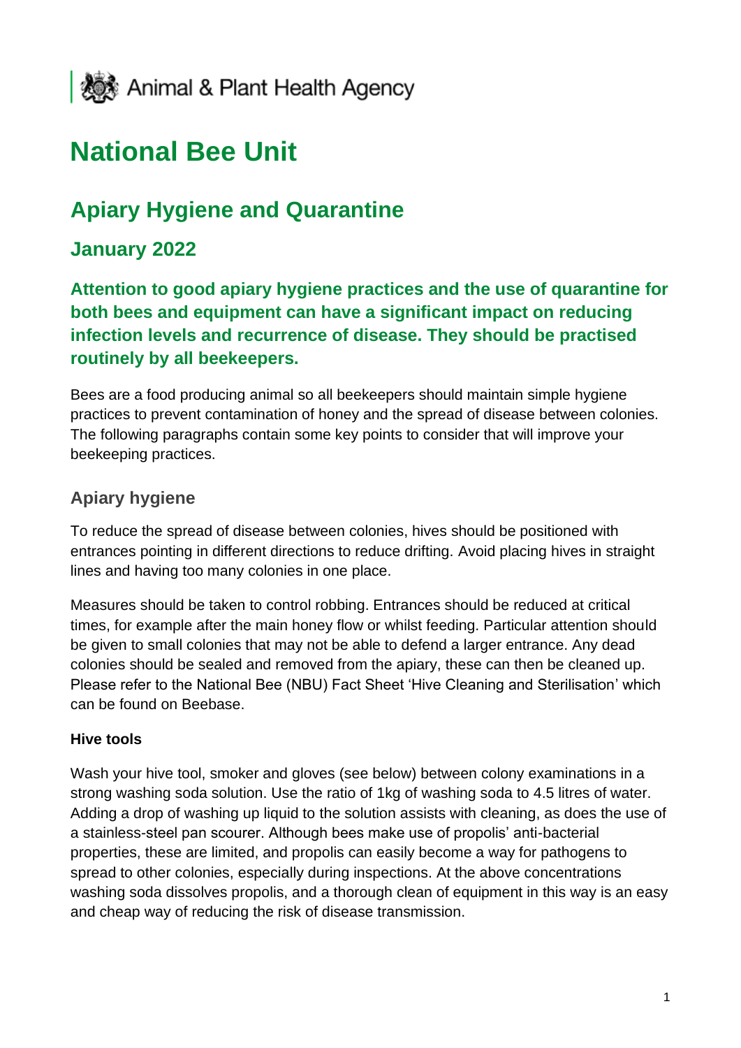Animal & Plant Health Agency

# National Bee Unit

## Apiary Hygiene and Quarantine

### January 2022

**Attention to good apiary hygiene practices and the use of quarantine for both bees and equipment can have a significant impact on reducing infection levels and recurrence of disease. They should be practised routinely by all beekeepers.**

Bees are a food producing animal so all beekeepers should maintain simple hygiene practices to prevent contamination of honey and the spread of disease between colonies. The following paragraphs contain some key points to consider that will improve your beekeeping practices.

### Apiary hygiene

To reduce the spread of disease between colonies, hives should be positioned with entrances pointing in different directions to reduce drifting. Avoid placing hives in straight lines and having too many colonies in one place.

Measures should be taken to control robbing. Entrances should be reduced at critical times, for example after the main honey flow or whilst feeding. Particular attention should be given to small colonies that may not be able to defend a larger entrance. Any dead colonies should be sealed and removed from the apiary, these can then be cleaned up. Please refer to the National Bee (NBU) Fact Sheet 'Hive Cleaning and Sterilisation' which can be found on Beebase.

**Hive tools**

Wash your hive tool, smoker and gloves (see below) between colony examinations in a strong washing soda solution. Use the ratio of 1kg of washing soda to 4.5 litres of water. Adding a drop of washing up liquid to the solution assists with cleaning, as does the use of a stainless-steel pan scourer. Although bees make use of propolis' anti-bacterial properties, these are limited, and propolis can easily become a way for pathogens to spread to other colonies, especially during inspections. At the above concentrations washing soda dissolves propolis, and a thorough clean of equipment in this way is an easy and cheap way of reducing the risk of disease transmission.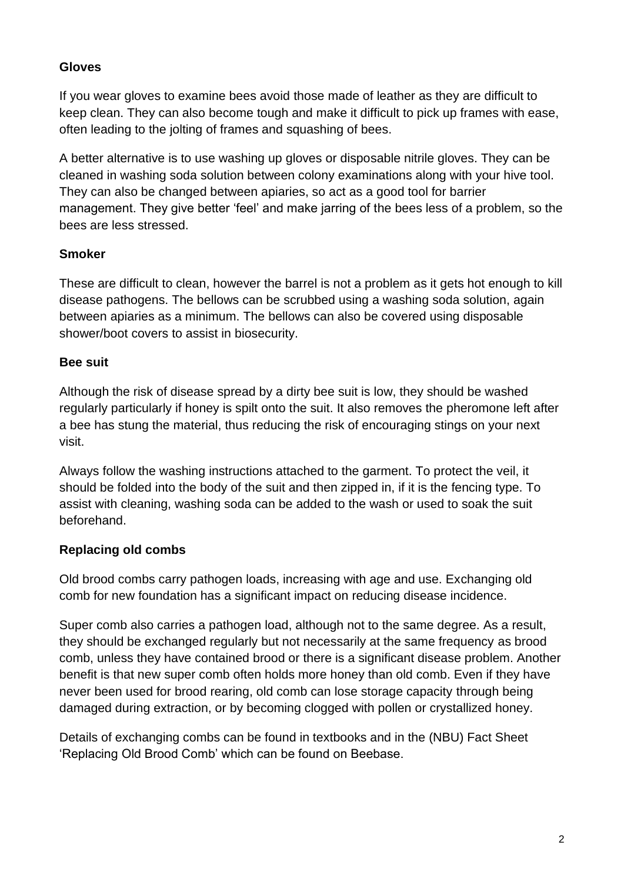**Gloves**

If you wear gloves to examine bees avoid those made of leather as they are difficult to keep clean. They can also become tough and make it difficult to pick up frames with ease, often leading to the jolting of frames and squashing of bees.

A better alternative is to use washing up gloves or disposable nitrile gloves. They can be cleaned in washing soda solution between colony examinations along with your hive tool. They can also be changed between apiaries, so act as a good tool for barrier management. They give better 'feel' and make jarring of the bees less of a problem, so the bees are less stressed.

**Smoker**

These are difficult to clean, however the barrel is not a problem as it gets hot enough to kill disease pathogens. The bellows can be scrubbed using a washing soda solution, again between apiaries as a minimum. The bellows can also be covered using disposable shower/boot covers to assist in biosecurity.

**Bee suit**

Although the risk of disease spread by a dirty bee suit is low, they should be washed regularly particularly if honey is spilt onto the suit. It also removes the pheromone left after a bee has stung the material, thus reducing the risk of encouraging stings on your next visit.

Always follow the washing instructions attached to the garment. To protect the veil, it should be folded into the body of the suit and then zipped in, if it is the fencing type. To assist with cleaning, washing soda can be added to the wash or used to soak the suit beforehand.

**Replacing old combs**

Old brood combs carry pathogen loads, increasing with age and use. Exchanging old comb for new foundation has a significant impact on reducing disease incidence.

Super comb also carries a pathogen load, although not to the same degree. As a result, they should be exchanged regularly but not necessarily at the same frequency as brood comb, unless they have contained brood or there is a significant disease problem. Another benefit is that new super comb often holds more honey than old comb. Even if they have never been used for brood rearing, old comb can lose storage capacity through being damaged during extraction, or by becoming clogged with pollen or crystallized honey.

Details of exchanging combs can be found in textbooks and in the (NBU) Fact Sheet 'Replacing Old Brood Comb' which can be found on Beebase.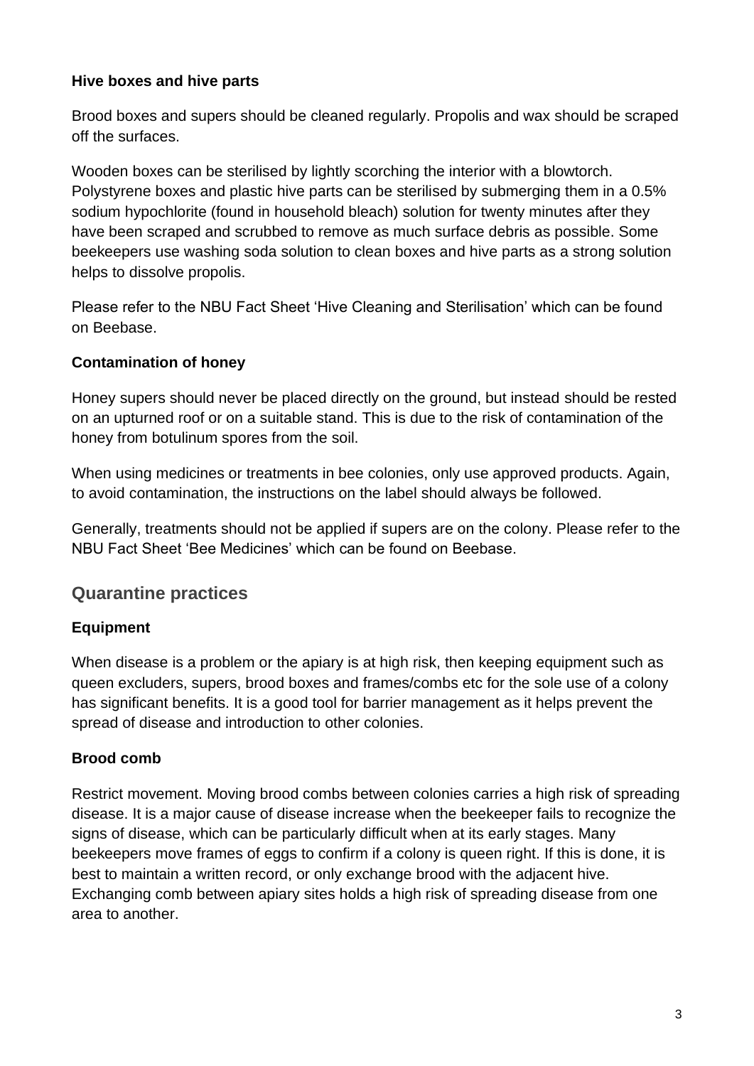**Hive boxes and hive parts**

Brood boxes and supers should be cleaned regularly. Propolis and wax should be scraped off the surfaces.

Wooden boxes can be sterilised by lightly scorching the interior with a blowtorch. Polystyrene boxes and plastic hive parts can be sterilised by submerging them in a 0.5% sodium hypochlorite (found in household bleach) solution for twenty minutes after they have been scraped and scrubbed to remove as much surface debris as possible. Some beekeepers use washing soda solution to clean boxes and hive parts as a strong solution helps to dissolve propolis.

Please refer to the NBU Fact Sheet 'Hive Cleaning and Sterilisation' which can be found on Beebase.

**Contamination of honey**

Honey supers should never be placed directly on the ground, but instead should be rested on an upturned roof or on a suitable stand. This is due to the risk of contamination of the honey from botulinum spores from the soil.

When using medicines or treatments in bee colonies, only use approved products. Again, to avoid contamination, the instructions on the label should always be followed.

Generally, treatments should not be applied if supers are on the colony. Please refer to the NBU Fact Sheet 'Bee Medicines' which can be found on Beebase.

## Quarantine practices

**Equipment**

When disease is a problem or the apiary is at high risk, then keeping equipment such as queen excluders, supers, brood boxes and frames/combs etc for the sole use of a colony has significant benefits. It is a good tool for barrier management as it helps prevent the spread of disease and introduction to other colonies.

**Brood comb**

Restrict movement. Moving brood combs between colonies carries a high risk of spreading disease. It is a major cause of disease increase when the beekeeper fails to recognize the signs of disease, which can be particularly difficult when at its early stages. Many beekeepers move frames of eggs to confirm if a colony is queen right. If this is done, it is best to maintain a written record, or only exchange brood with the adjacent hive. Exchanging comb between apiary sites holds a high risk of spreading disease from one area to another.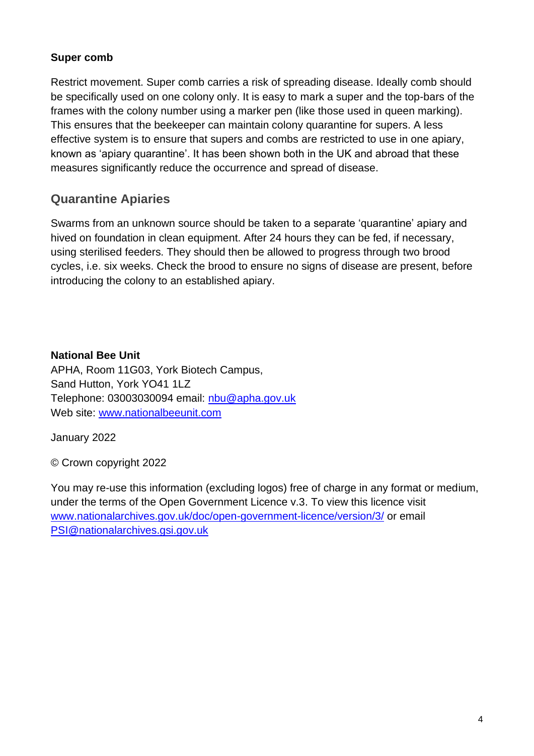**Super comb**

Restrict movement. Super comb carries a risk of spreading disease. Ideally comb should be specifically used on one colony only. It is easy to mark a super and the top-bars of the frames with the colony number using a marker pen (like those used in queen marking). This ensures that the beekeeper can maintain colony quarantine for supers. A less effective system is to ensure that supers and combs are restricted to use in one apiary, known as 'apiary quarantine'. It has been shown both in the UK and abroad that these measures significantly reduce the occurrence and spread of disease.

## Quarantine Apiaries

Swarms from an unknown source should be taken to a separate 'quarantine' apiary and hived on foundation in clean equipment. After 24 hours they can be fed, if necessary, using sterilised feeders. They should then be allowed to progress through two brood cycles, i.e. six weeks. Check the brood to ensure no signs of disease are present, before introducing the colony to an established apiary.

**National Bee Unit**
APHA, Room 11G03, York Biotech Campus,
Sand Hutton, York YO41 1LZ
Telephone: 03003030094 email: nbu@apha.gov.uk
Web site: www.nationalbeeunit.com

January 2022

© Crown copyright 2022

You may re-use this information (excluding logos) free of charge in any format or medium, under the terms of the Open Government Licence v.3. To view this licence visit www.nationalarchives.gov.uk/doc/open-government-licence/version/3/ or email PSI@nationalarchives.gsi.gov.uk